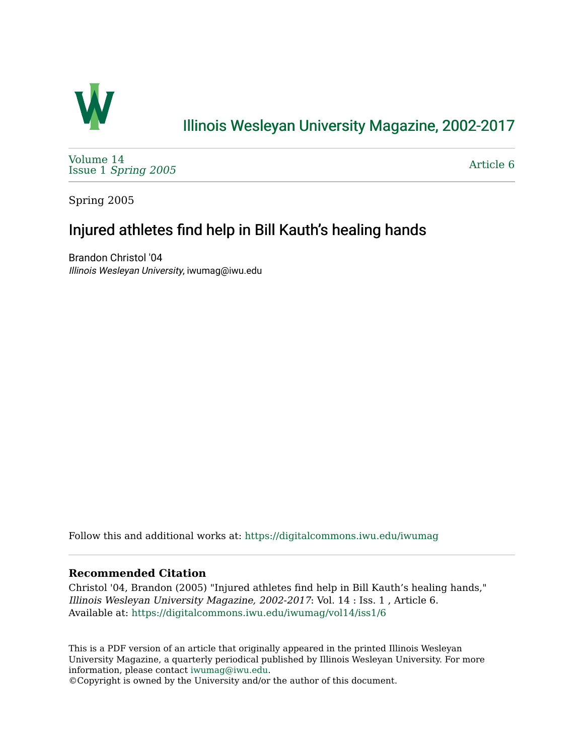# Illinois Wesleyan University Magazine, 2002-2017

Volume 14
Issue 1 *Spring 2005*

Article 6

Spring 2005

## Injured athletes find help in Bill Kauth's healing hands

Brandon Christol '04
*Illinois Wesleyan University*, iwumag@iwu.edu

Follow this and additional works at: https://digitalcommons.iwu.edu/iwumag

### Recommended Citation

Christol '04, Brandon (2005) "Injured athletes find help in Bill Kauth's healing hands," *Illinois Wesleyan University Magazine, 2002-2017*: Vol. 14 : Iss. 1 , Article 6.
Available at: https://digitalcommons.iwu.edu/iwumag/vol14/iss1/6

This is a PDF version of an article that originally appeared in the printed Illinois Wesleyan University Magazine, a quarterly periodical published by Illinois Wesleyan University. For more information, please contact iwumag@iwu.edu.
©Copyright is owned by the University and/or the author of this document.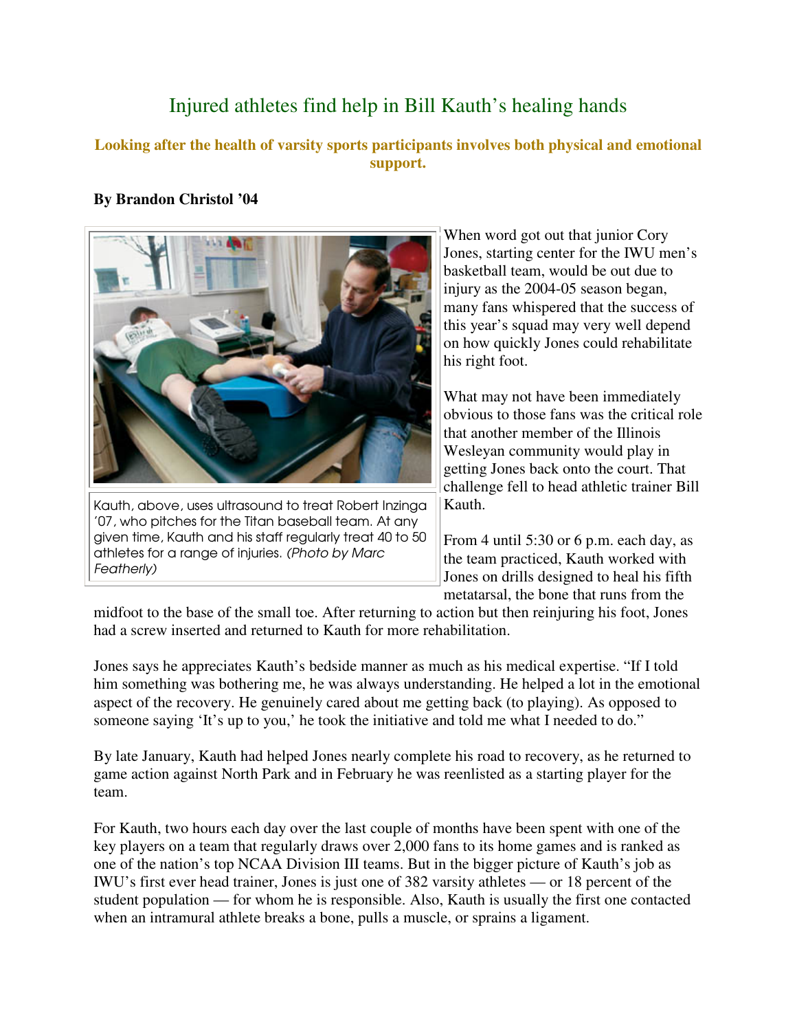# Injured athletes find help in Bill Kauth's healing hands

**Looking after the health of varsity sports participants involves both physical and emotional support.**

**By Brandon Christol '04**

Kauth, above, uses ultrasound to treat Robert Inzinga '07, who pitches for the Titan baseball team. At any given time, Kauth and his staff regularly treat 40 to 50 athletes for a range of injuries. *(Photo by Marc Featherly)*

When word got out that junior Cory Jones, starting center for the IWU men's basketball team, would be out due to injury as the 2004-05 season began, many fans whispered that the success of this year's squad may very well depend on how quickly Jones could rehabilitate his right foot.

What may not have been immediately obvious to those fans was the critical role that another member of the Illinois Wesleyan community would play in getting Jones back onto the court. That challenge fell to head athletic trainer Bill Kauth.

From 4 until 5:30 or 6 p.m. each day, as the team practiced, Kauth worked with Jones on drills designed to heal his fifth metatarsal, the bone that runs from the midfoot to the base of the small toe. After returning to action but then reinjuring his foot, Jones had a screw inserted and returned to Kauth for more rehabilitation.

Jones says he appreciates Kauth's bedside manner as much as his medical expertise. "If I told him something was bothering me, he was always understanding. He helped a lot in the emotional aspect of the recovery. He genuinely cared about me getting back (to playing). As opposed to someone saying 'It's up to you,' he took the initiative and told me what I needed to do."

By late January, Kauth had helped Jones nearly complete his road to recovery, as he returned to game action against North Park and in February he was reenlisted as a starting player for the team.

For Kauth, two hours each day over the last couple of months have been spent with one of the key players on a team that regularly draws over 2,000 fans to its home games and is ranked as one of the nation's top NCAA Division III teams. But in the bigger picture of Kauth's job as IWU's first ever head trainer, Jones is just one of 382 varsity athletes — or 18 percent of the student population — for whom he is responsible. Also, Kauth is usually the first one contacted when an intramural athlete breaks a bone, pulls a muscle, or sprains a ligament.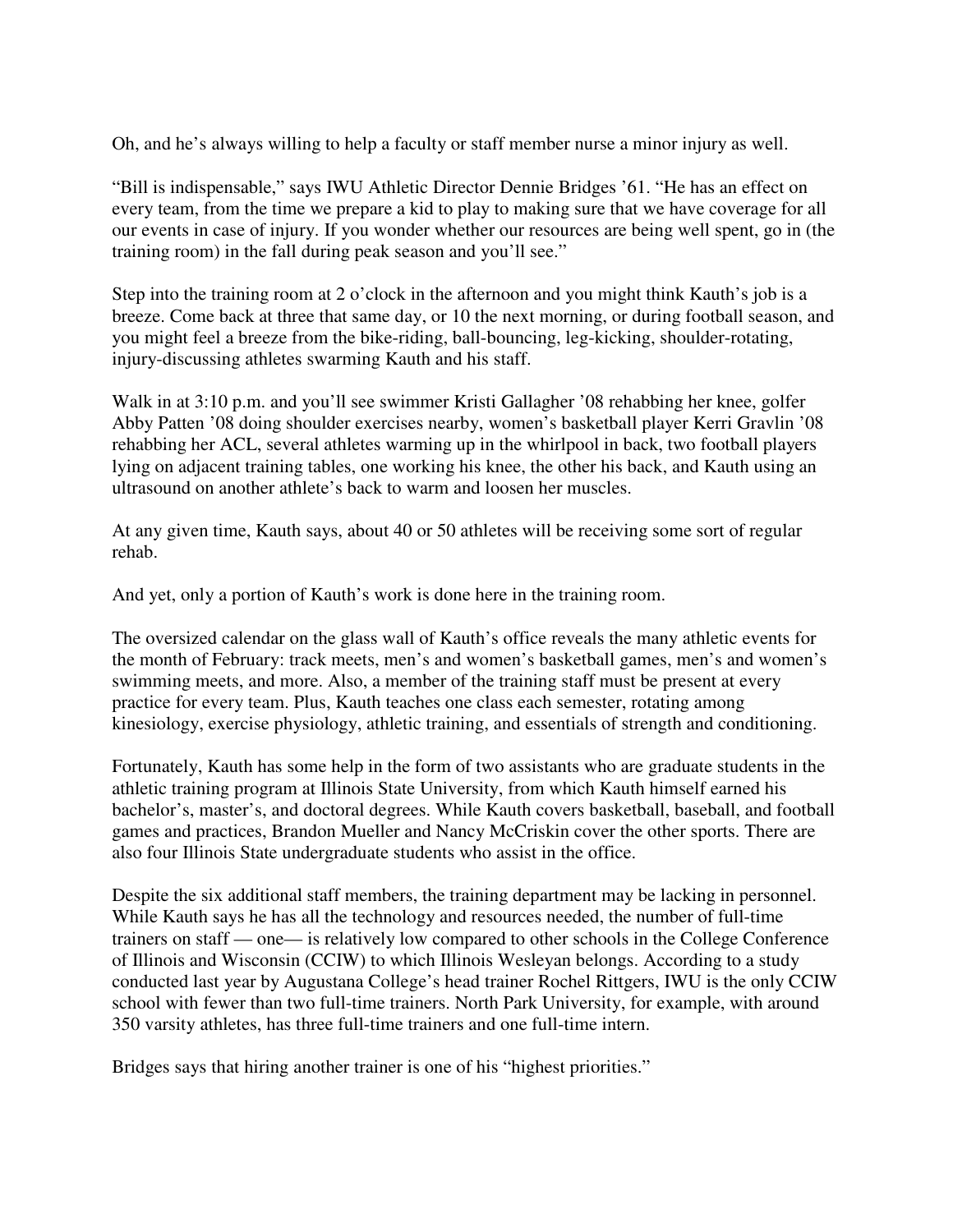Oh, and he's always willing to help a faculty or staff member nurse a minor injury as well.

"Bill is indispensable," says IWU Athletic Director Dennie Bridges '61. "He has an effect on every team, from the time we prepare a kid to play to making sure that we have coverage for all our events in case of injury. If you wonder whether our resources are being well spent, go in (the training room) in the fall during peak season and you'll see."

Step into the training room at 2 o'clock in the afternoon and you might think Kauth's job is a breeze. Come back at three that same day, or 10 the next morning, or during football season, and you might feel a breeze from the bike-riding, ball-bouncing, leg-kicking, shoulder-rotating, injury-discussing athletes swarming Kauth and his staff.

Walk in at 3:10 p.m. and you'll see swimmer Kristi Gallagher '08 rehabbing her knee, golfer Abby Patten '08 doing shoulder exercises nearby, women's basketball player Kerri Gravlin '08 rehabbing her ACL, several athletes warming up in the whirlpool in back, two football players lying on adjacent training tables, one working his knee, the other his back, and Kauth using an ultrasound on another athlete's back to warm and loosen her muscles.

At any given time, Kauth says, about 40 or 50 athletes will be receiving some sort of regular rehab.

And yet, only a portion of Kauth's work is done here in the training room.

The oversized calendar on the glass wall of Kauth's office reveals the many athletic events for the month of February: track meets, men's and women's basketball games, men's and women's swimming meets, and more. Also, a member of the training staff must be present at every practice for every team. Plus, Kauth teaches one class each semester, rotating among kinesiology, exercise physiology, athletic training, and essentials of strength and conditioning.

Fortunately, Kauth has some help in the form of two assistants who are graduate students in the athletic training program at Illinois State University, from which Kauth himself earned his bachelor's, master's, and doctoral degrees. While Kauth covers basketball, baseball, and football games and practices, Brandon Mueller and Nancy McCriskin cover the other sports. There are also four Illinois State undergraduate students who assist in the office.

Despite the six additional staff members, the training department may be lacking in personnel. While Kauth says he has all the technology and resources needed, the number of full-time trainers on staff — one— is relatively low compared to other schools in the College Conference of Illinois and Wisconsin (CCIW) to which Illinois Wesleyan belongs. According to a study conducted last year by Augustana College's head trainer Rochel Rittgers, IWU is the only CCIW school with fewer than two full-time trainers. North Park University, for example, with around 350 varsity athletes, has three full-time trainers and one full-time intern.

Bridges says that hiring another trainer is one of his "highest priorities."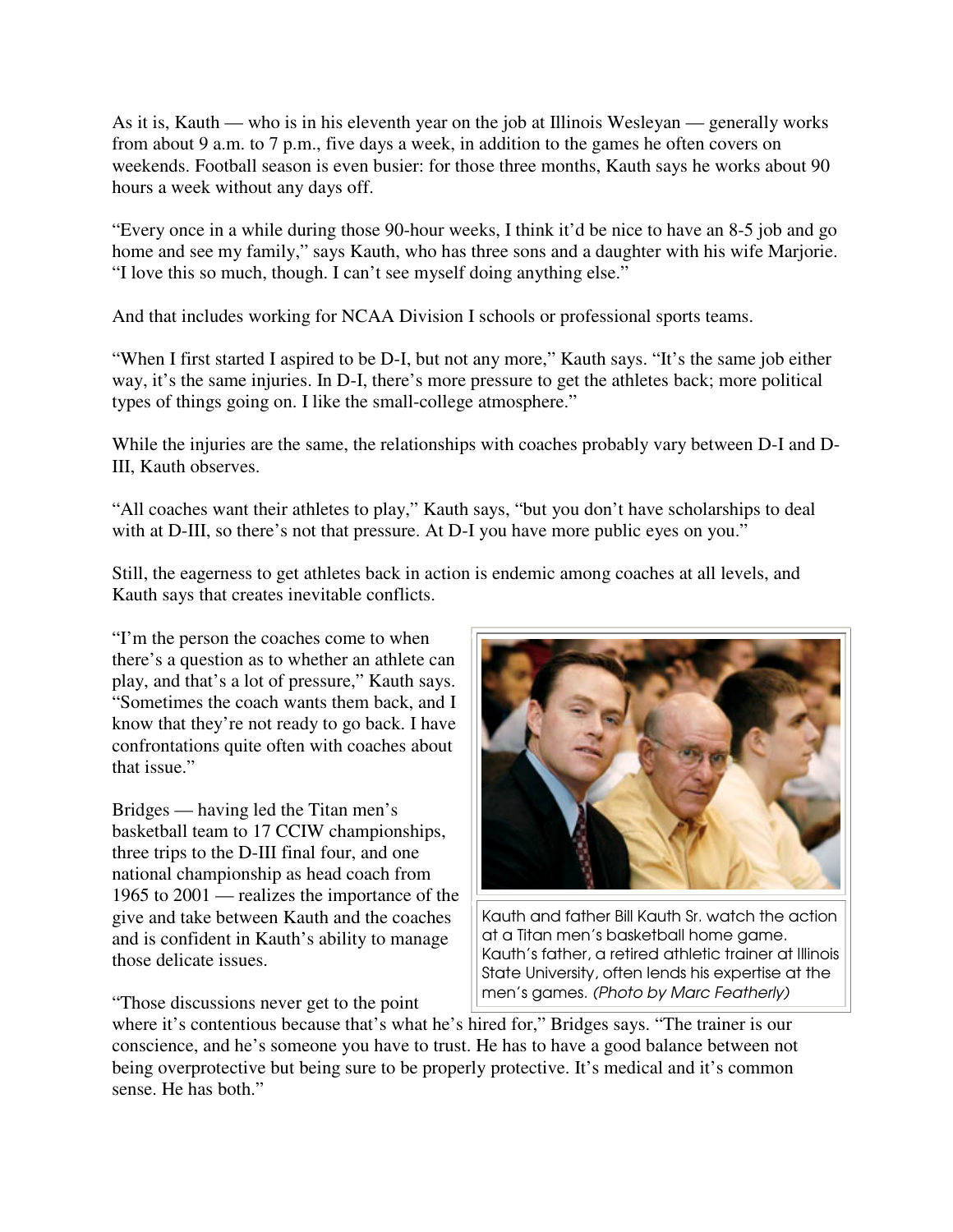As it is, Kauth — who is in his eleventh year on the job at Illinois Wesleyan — generally works from about 9 a.m. to 7 p.m., five days a week, in addition to the games he often covers on weekends. Football season is even busier: for those three months, Kauth says he works about 90 hours a week without any days off.

"Every once in a while during those 90-hour weeks, I think it'd be nice to have an 8-5 job and go home and see my family," says Kauth, who has three sons and a daughter with his wife Marjorie. "I love this so much, though. I can't see myself doing anything else."

And that includes working for NCAA Division I schools or professional sports teams.

"When I first started I aspired to be D-I, but not any more," Kauth says. "It's the same job either way, it's the same injuries. In D-I, there's more pressure to get the athletes back; more political types of things going on. I like the small-college atmosphere."

While the injuries are the same, the relationships with coaches probably vary between D-I and D-III, Kauth observes.

"All coaches want their athletes to play," Kauth says, "but you don't have scholarships to deal with at D-III, so there's not that pressure. At D-I you have more public eyes on you."

Still, the eagerness to get athletes back in action is endemic among coaches at all levels, and Kauth says that creates inevitable conflicts.

"I'm the person the coaches come to when there's a question as to whether an athlete can play, and that's a lot of pressure," Kauth says. "Sometimes the coach wants them back, and I know that they're not ready to go back. I have confrontations quite often with coaches about that issue."

Bridges — having led the Titan men's basketball team to 17 CCIW championships, three trips to the D-III final four, and one national championship as head coach from 1965 to 2001 — realizes the importance of the give and take between Kauth and the coaches and is confident in Kauth's ability to manage those delicate issues.

"Those discussions never get to the point where it's contentious because that's what he's hired for," Bridges says. "The trainer is our conscience, and he's someone you have to trust. He has to have a good balance between not being overprotective but being sure to be properly protective. It's medical and it's common sense. He has both."

Kauth and father Bill Kauth Sr. watch the action at a Titan men's basketball home game. Kauth's father, a retired athletic trainer at Illinois State University, often lends his expertise at the men's games. *(Photo by Marc Featherly)*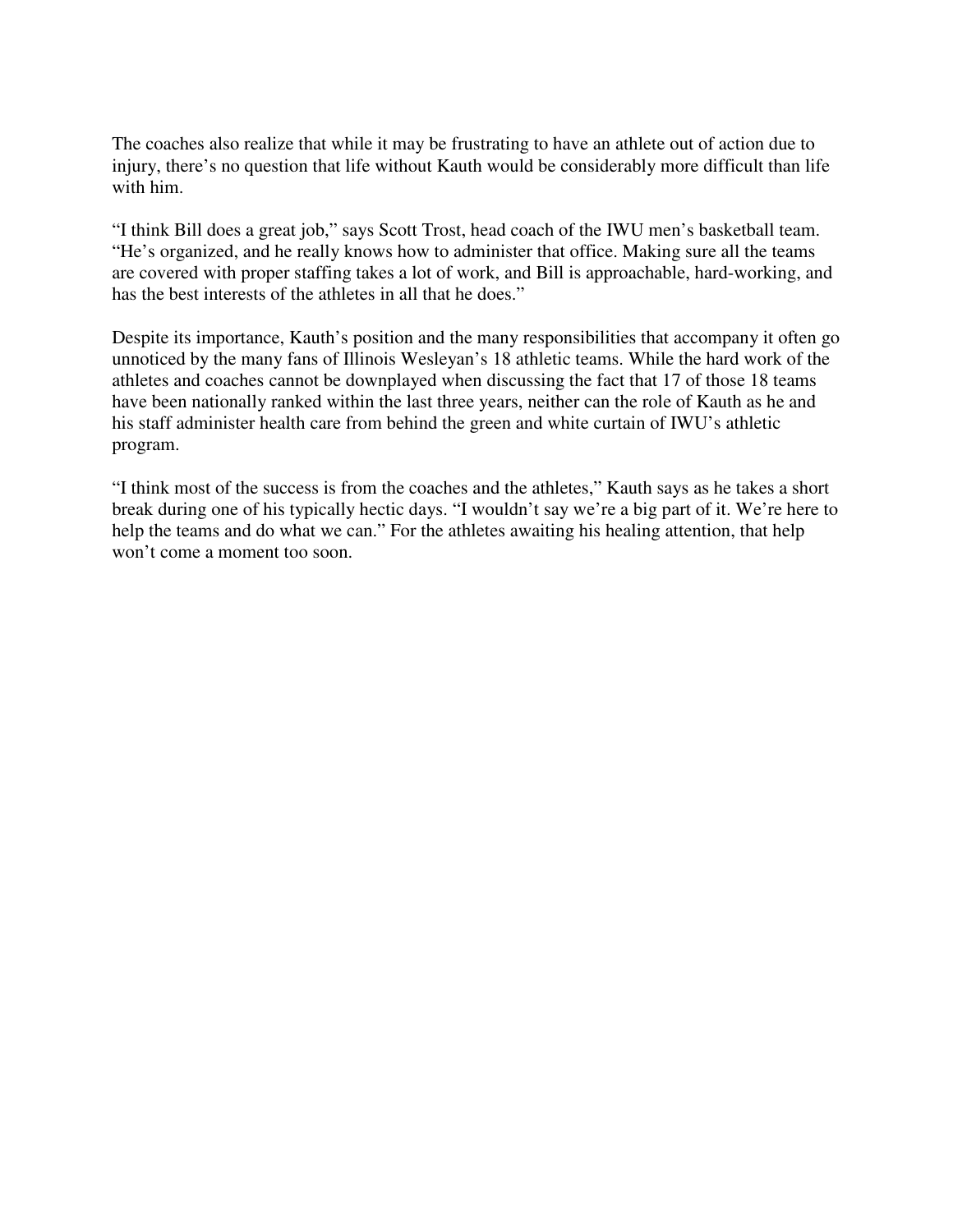The coaches also realize that while it may be frustrating to have an athlete out of action due to injury, there's no question that life without Kauth would be considerably more difficult than life with him.

"I think Bill does a great job," says Scott Trost, head coach of the IWU men's basketball team. "He's organized, and he really knows how to administer that office. Making sure all the teams are covered with proper staffing takes a lot of work, and Bill is approachable, hard-working, and has the best interests of the athletes in all that he does."

Despite its importance, Kauth's position and the many responsibilities that accompany it often go unnoticed by the many fans of Illinois Wesleyan's 18 athletic teams. While the hard work of the athletes and coaches cannot be downplayed when discussing the fact that 17 of those 18 teams have been nationally ranked within the last three years, neither can the role of Kauth as he and his staff administer health care from behind the green and white curtain of IWU's athletic program.

"I think most of the success is from the coaches and the athletes," Kauth says as he takes a short break during one of his typically hectic days. "I wouldn't say we're a big part of it. We're here to help the teams and do what we can." For the athletes awaiting his healing attention, that help won't come a moment too soon.